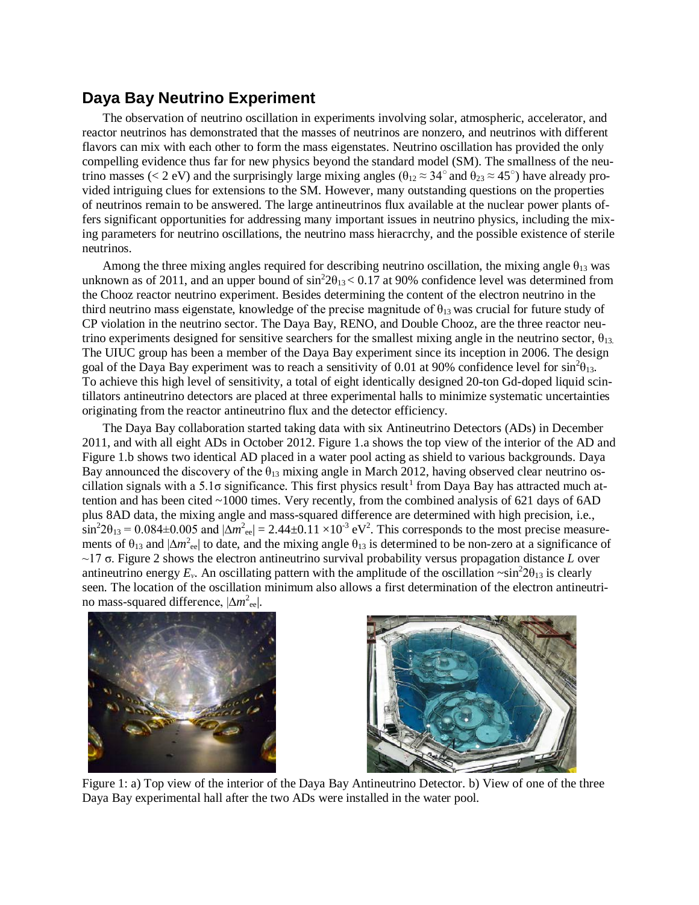## Daya Bay Neutrino Experiment

The observation of neutrino oscillation in experiments involving solar, atmospheric, accelerator, and reactor neutrinos has demonstrated that the masses of neutrinos are nonzero, and neutrinos with different flavors can mix with each other to form the mass eigenstates. Neutrino oscillation has provided the only compelling evidence thus far for new physics beyond the standard model (SM). The smallness of the neutrino masses (< 2 eV) and the surprisingly large mixing angles ($\theta_{12} \approx 34^\circ$ and $\theta_{23} \approx 45^\circ$) have already provided intriguing clues for extensions to the SM. However, many outstanding questions on the properties of neutrinos remain to be answered. The large antineutrinos flux available at the nuclear power plants offers significant opportunities for addressing many important issues in neutrino physics, including the mixing parameters for neutrino oscillations, the neutrino mass hieracrchy, and the possible existence of sterile neutrinos.

Among the three mixing angles required for describing neutrino oscillation, the mixing angle $\theta_{13}$ was unknown as of 2011, and an upper bound of $\sin^2 2\theta_{13} < 0.17$ at 90% confidence level was determined from the Chooz reactor neutrino experiment. Besides determining the content of the electron neutrino in the third neutrino mass eigenstate, knowledge of the precise magnitude of $\theta_{13}$ was crucial for future study of CP violation in the neutrino sector. The Daya Bay, RENO, and Double Chooz, are the three reactor neutrino experiments designed for sensitive searchers for the smallest mixing angle in the neutrino sector, $\theta_{13}$. The UIUC group has been a member of the Daya Bay experiment since its inception in 2006. The design goal of the Daya Bay experiment was to reach a sensitivity of 0.01 at 90% confidence level for $\sin^2\theta_{13}$. To achieve this high level of sensitivity, a total of eight identically designed 20-ton Gd-doped liquid scintillators antineutrino detectors are placed at three experimental halls to minimize systematic uncertainties originating from the reactor antineutrino flux and the detector efficiency.

The Daya Bay collaboration started taking data with six Antineutrino Detectors (ADs) in December 2011, and with all eight ADs in October 2012. Figure 1.a shows the top view of the interior of the AD and Figure 1.b shows two identical AD placed in a water pool acting as shield to various backgrounds. Daya Bay announced the discovery of the $\theta_{13}$ mixing angle in March 2012, having observed clear neutrino oscillation signals with a 5.1$\sigma$ significance. This first physics result[1] from Daya Bay has attracted much attention and has been cited ~1000 times. Very recently, from the combined analysis of 621 days of 6AD plus 8AD data, the mixing angle and mass-squared difference are determined with high precision, i.e., $\sin^2 2\theta_{13} = 0.084 \pm 0.005$ and $|\Delta m^2_{ee}| = 2.44 \pm 0.11 \times 10^{-3}$ eV$^2$. This corresponds to the most precise measurements of $\theta_{13}$ and $|\Delta m^2_{ee}|$ to date, and the mixing angle $\theta_{13}$ is determined to be non-zero at a significance of ~17 $\sigma$. Figure 2 shows the electron antineutrino survival probability versus propagation distance $L$ over antineutrino energy $E_\nu$. An oscillating pattern with the amplitude of the oscillation ~$\sin^2 2\theta_{13}$ is clearly seen. The location of the oscillation minimum also allows a first determination of the electron antineutrino mass-squared difference, $|\Delta m^2_{ee}|$.

Figure 1: a) Top view of the interior of the Daya Bay Antineutrino Detector. b) View of one of the three Daya Bay experimental hall after the two ADs were installed in the water pool.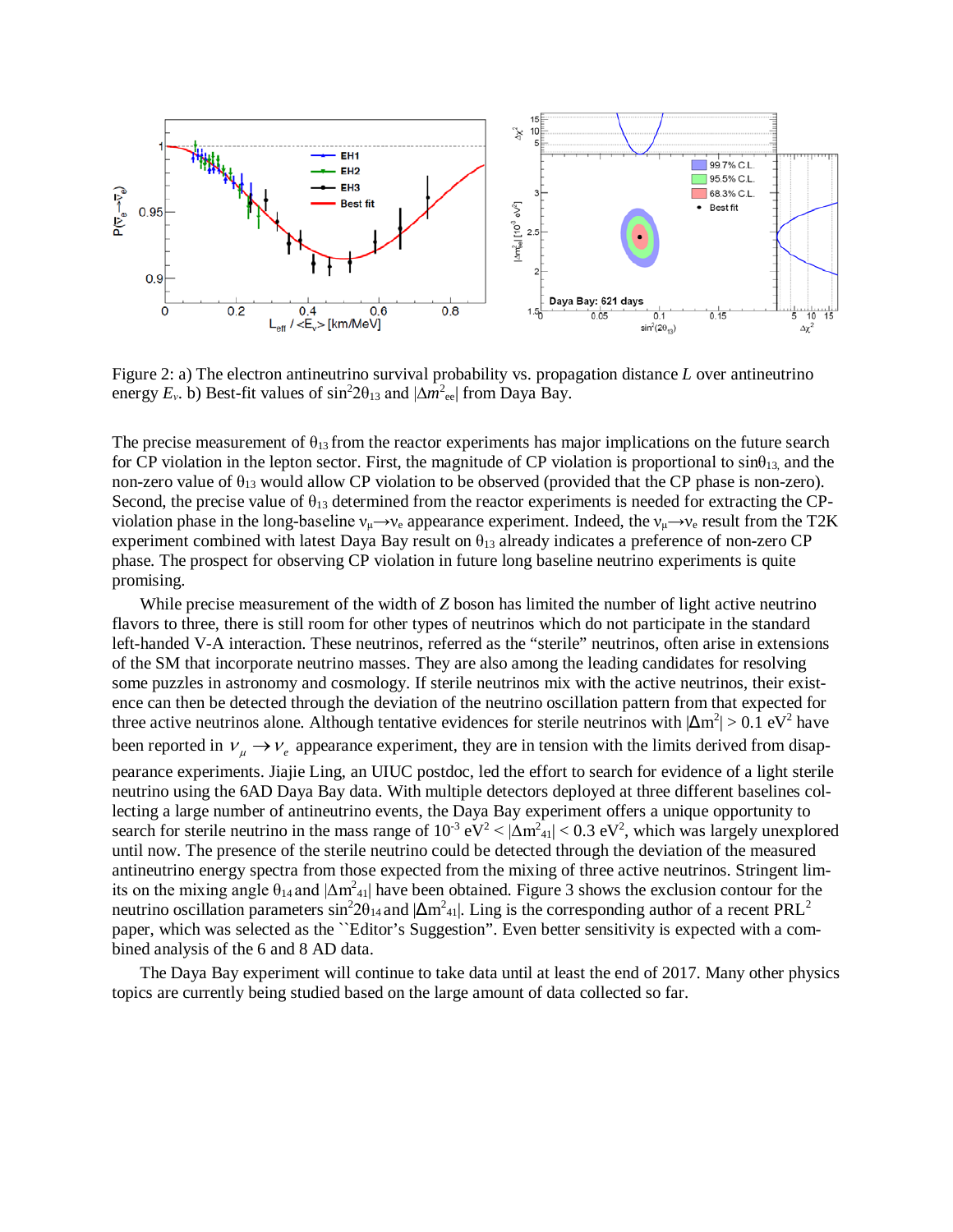P($\bar{\nu}_e \rightarrow \bar{\nu}_e$)

1

0.95

0.9

0

0.2

0.4

0.6

0.8

$L_{eff}$ / <$E_\nu$> [km/MeV]

EH1

EH2

EH3

Best fit

$\Delta\chi^2$

15

10

5

$|\Delta m^2_{ee}|$ [$10^{-3}$ eV$^2$]

3

2.5

2

1.5

0

0.05

0.1

0.15

$\sin^2(2\theta_{13})$

99.7% C.L.

95.5% C.L.

68.3% C.L.

Best fit

Daya Bay: 621 days

5

10

15

$\Delta\chi^2$

Figure 2: a) The electron antineutrino survival probability vs. propagation distance $L$ over antineutrino energy $E_\nu$. b) Best-fit values of $\sin^2 2\theta_{13}$ and $|\Delta m^2_{ee}|$ from Daya Bay.

The precise measurement of $\theta_{13}$ from the reactor experiments has major implications on the future search for CP violation in the lepton sector. First, the magnitude of CP violation is proportional to $\sin\theta_{13}$, and the non-zero value of $\theta_{13}$ would allow CP violation to be observed (provided that the CP phase is non-zero). Second, the precise value of $\theta_{13}$ determined from the reactor experiments is needed for extracting the CP-violation phase in the long-baseline $\nu_\mu \rightarrow \nu_e$ appearance experiment. Indeed, the $\nu_\mu \rightarrow \nu_e$ result from the T2K experiment combined with latest Daya Bay result on $\theta_{13}$ already indicates a preference of non-zero CP phase. The prospect for observing CP violation in future long baseline neutrino experiments is quite promising.

While precise measurement of the width of $Z$ boson has limited the number of light active neutrino flavors to three, there is still room for other types of neutrinos which do not participate in the standard left-handed V-A interaction. These neutrinos, referred as the "sterile" neutrinos, often arise in extensions of the SM that incorporate neutrino masses. They are also among the leading candidates for resolving some puzzles in astronomy and cosmology. If sterile neutrinos mix with the active neutrinos, their existence can then be detected through the deviation of the neutrino oscillation pattern from that expected for three active neutrinos alone. Although tentative evidences for sterile neutrinos with $|\Delta m^2| > 0.1$ eV$^2$ have been reported in $\nu_\mu \rightarrow \nu_e$ appearance experiment, they are in tension with the limits derived from disappearance experiments. Jiajie Ling, an UIUC postdoc, led the effort to search for evidence of a light sterile neutrino using the 6AD Daya Bay data. With multiple detectors deployed at three different baselines collecting a large number of antineutrino events, the Daya Bay experiment offers a unique opportunity to search for sterile neutrino in the mass range of $10^{-3}$ eV$^2$ < $|\Delta m^2_{41}|$ < 0.3 eV$^2$, which was largely unexplored until now. The presence of the sterile neutrino could be detected through the deviation of the measured antineutrino energy spectra from those expected from the mixing of three active neutrinos. Stringent limits on the mixing angle $\theta_{14}$ and $|\Delta m^2_{41}|$ have been obtained. Figure 3 shows the exclusion contour for the neutrino oscillation parameters $\sin^2 2\theta_{14}$ and $|\Delta m^2_{41}|$. Ling is the corresponding author of a recent PRL[2] paper, which was selected as the ``Editor's Suggestion". Even better sensitivity is expected with a combined analysis of the 6 and 8 AD data.

The Daya Bay experiment will continue to take data until at least the end of 2017. Many other physics topics are currently being studied based on the large amount of data collected so far.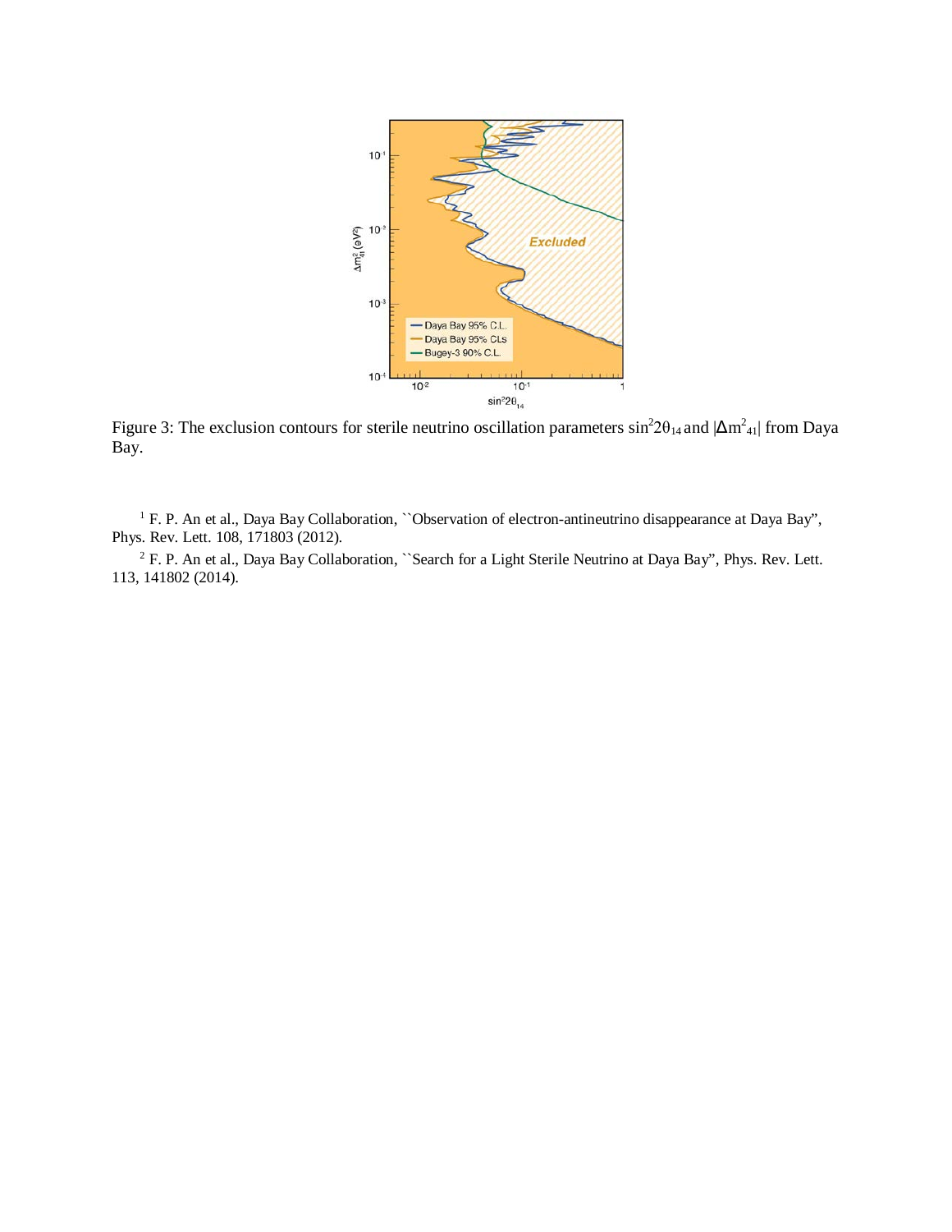$10^{-1}$
$10^{-2}$
$10^{-3}$
$10^{-4}$
$\Delta m^2_{41}$ (eV$^2$)
Excluded
Daya Bay 95% C.L.
Daya Bay 95% CLs
Bugey-3 90% C.L.
$10^{-2}$
$10^{-1}$
1
$\sin^2 2\theta_{14}$

Figure 3: The exclusion contours for sterile neutrino oscillation parameters $\sin^2 2\theta_{14}$ and $|\Delta m^2_{41}|$ from Daya Bay.

[1] F. P. An et al., Daya Bay Collaboration, ``Observation of electron-antineutrino disappearance at Daya Bay", Phys. Rev. Lett. 108, 171803 (2012).

[2] F. P. An et al., Daya Bay Collaboration, ``Search for a Light Sterile Neutrino at Daya Bay", Phys. Rev. Lett. 113, 141802 (2014).